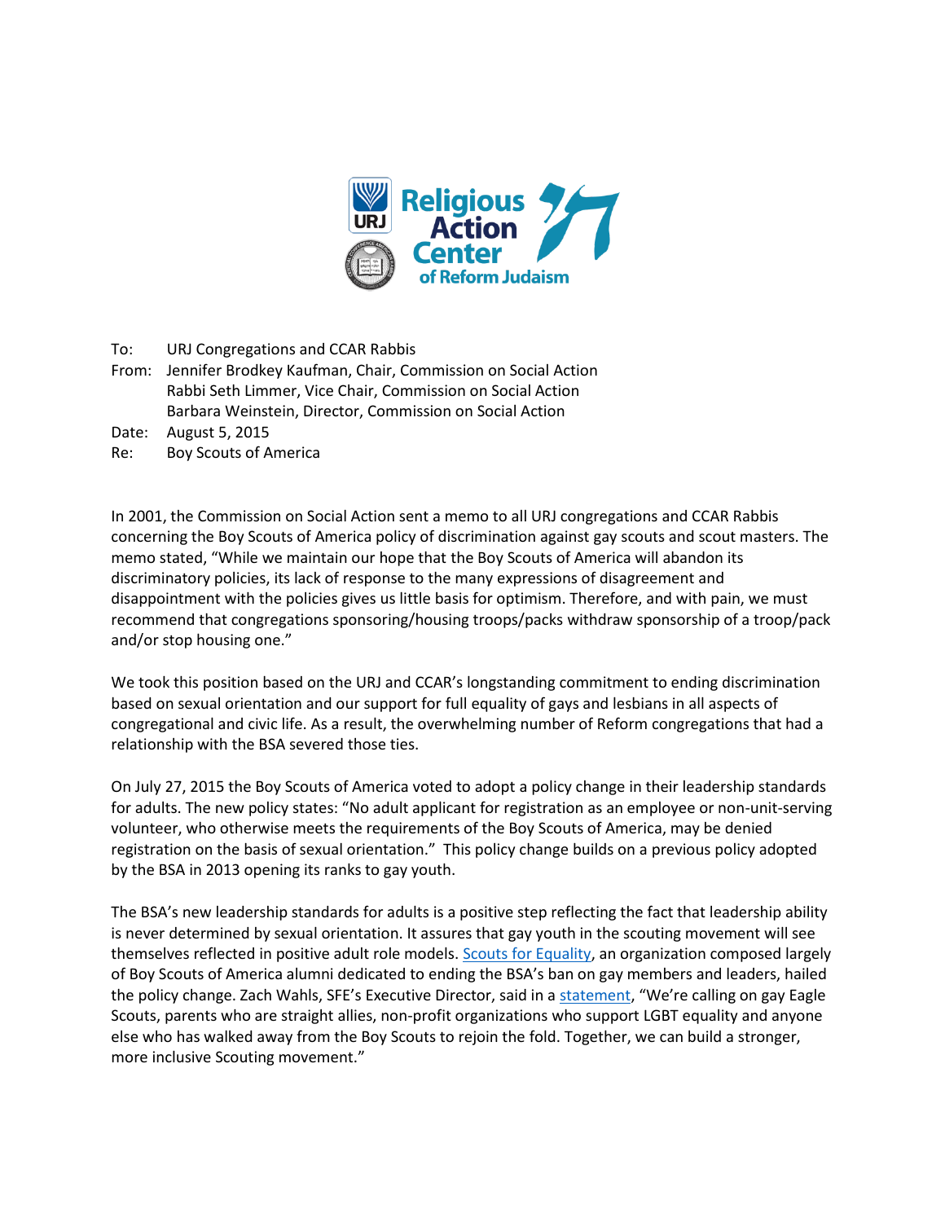Religious Action Center of Reform Judaism

To: URJ Congregations and CCAR Rabbis
From: Jennifer Brodkey Kaufman, Chair, Commission on Social Action
Rabbi Seth Limmer, Vice Chair, Commission on Social Action
Barbara Weinstein, Director, Commission on Social Action
Date: August 5, 2015
Re: Boy Scouts of America

In 2001, the Commission on Social Action sent a memo to all URJ congregations and CCAR Rabbis concerning the Boy Scouts of America policy of discrimination against gay scouts and scout masters. The memo stated, "While we maintain our hope that the Boy Scouts of America will abandon its discriminatory policies, its lack of response to the many expressions of disagreement and disappointment with the policies gives us little basis for optimism. Therefore, and with pain, we must recommend that congregations sponsoring/housing troops/packs withdraw sponsorship of a troop/pack and/or stop housing one."

We took this position based on the URJ and CCAR's longstanding commitment to ending discrimination based on sexual orientation and our support for full equality of gays and lesbians in all aspects of congregational and civic life. As a result, the overwhelming number of Reform congregations that had a relationship with the BSA severed those ties.

On July 27, 2015 the Boy Scouts of America voted to adopt a policy change in their leadership standards for adults. The new policy states: "No adult applicant for registration as an employee or non-unit-serving volunteer, who otherwise meets the requirements of the Boy Scouts of America, may be denied registration on the basis of sexual orientation." This policy change builds on a previous policy adopted by the BSA in 2013 opening its ranks to gay youth.

The BSA's new leadership standards for adults is a positive step reflecting the fact that leadership ability is never determined by sexual orientation. It assures that gay youth in the scouting movement will see themselves reflected in positive adult role models. Scouts for Equality, an organization composed largely of Boy Scouts of America alumni dedicated to ending the BSA's ban on gay members and leaders, hailed the policy change. Zach Wahls, SFE's Executive Director, said in a statement, "We're calling on gay Eagle Scouts, parents who are straight allies, non-profit organizations who support LGBT equality and anyone else who has walked away from the Boy Scouts to rejoin the fold. Together, we can build a stronger, more inclusive Scouting movement."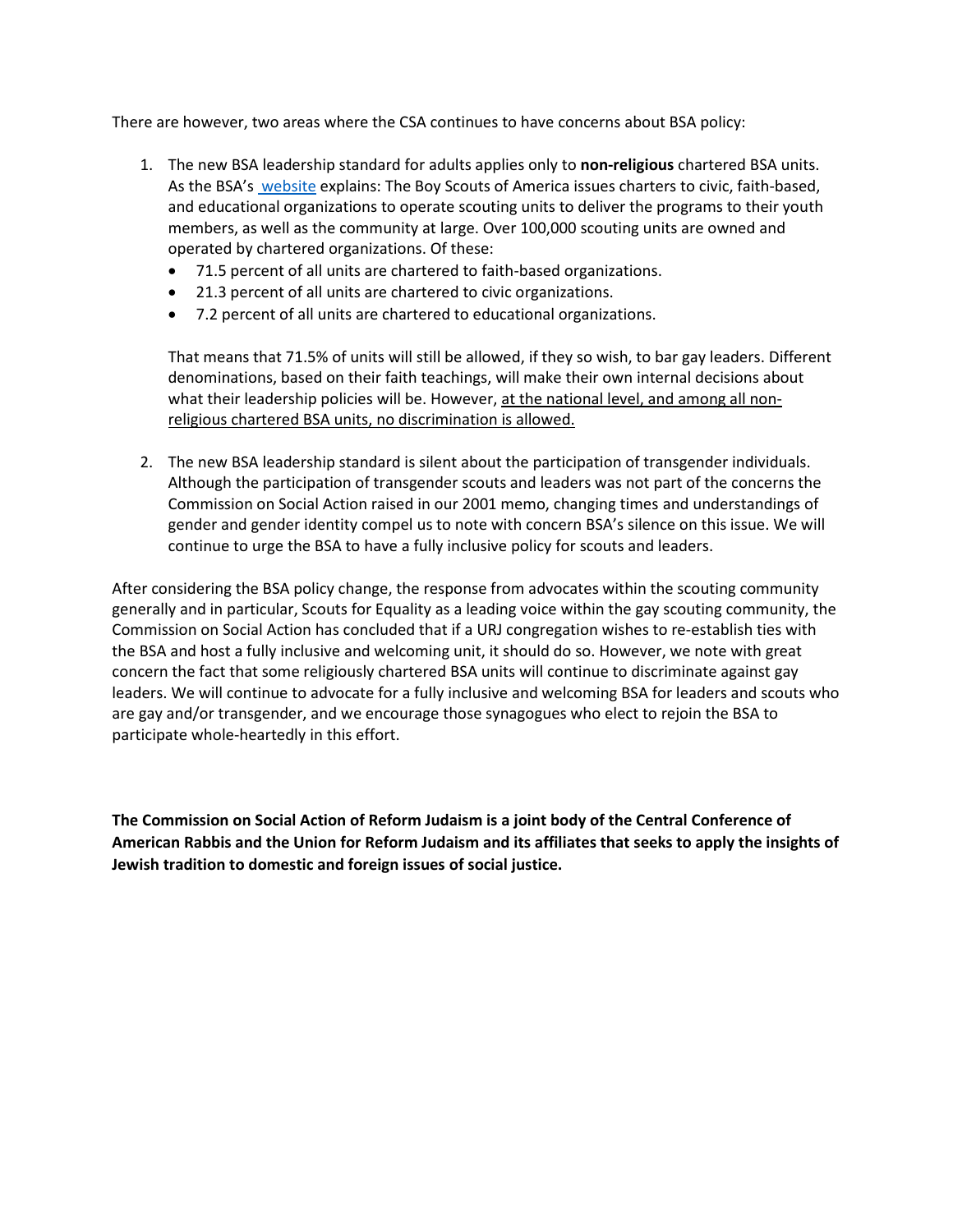There are however, two areas where the CSA continues to have concerns about BSA policy:

1. The new BSA leadership standard for adults applies only to **non-religious** chartered BSA units. As the BSA's website explains: The Boy Scouts of America issues charters to civic, faith-based, and educational organizations to operate scouting units to deliver the programs to their youth members, as well as the community at large. Over 100,000 scouting units are owned and operated by chartered organizations. Of these:
   - 71.5 percent of all units are chartered to faith-based organizations.
   - 21.3 percent of all units are chartered to civic organizations.
   - 7.2 percent of all units are chartered to educational organizations.

   That means that 71.5% of units will still be allowed, if they so wish, to bar gay leaders. Different denominations, based on their faith teachings, will make their own internal decisions about what their leadership policies will be. However, at the national level, and among all non-religious chartered BSA units, no discrimination is allowed.

2. The new BSA leadership standard is silent about the participation of transgender individuals. Although the participation of transgender scouts and leaders was not part of the concerns the Commission on Social Action raised in our 2001 memo, changing times and understandings of gender and gender identity compel us to note with concern BSA's silence on this issue. We will continue to urge the BSA to have a fully inclusive policy for scouts and leaders.

After considering the BSA policy change, the response from advocates within the scouting community generally and in particular, Scouts for Equality as a leading voice within the gay scouting community, the Commission on Social Action has concluded that if a URJ congregation wishes to re-establish ties with the BSA and host a fully inclusive and welcoming unit, it should do so. However, we note with great concern the fact that some religiously chartered BSA units will continue to discriminate against gay leaders. We will continue to advocate for a fully inclusive and welcoming BSA for leaders and scouts who are gay and/or transgender, and we encourage those synagogues who elect to rejoin the BSA to participate whole-heartedly in this effort.

**The Commission on Social Action of Reform Judaism is a joint body of the Central Conference of American Rabbis and the Union for Reform Judaism and its affiliates that seeks to apply the insights of Jewish tradition to domestic and foreign issues of social justice.**